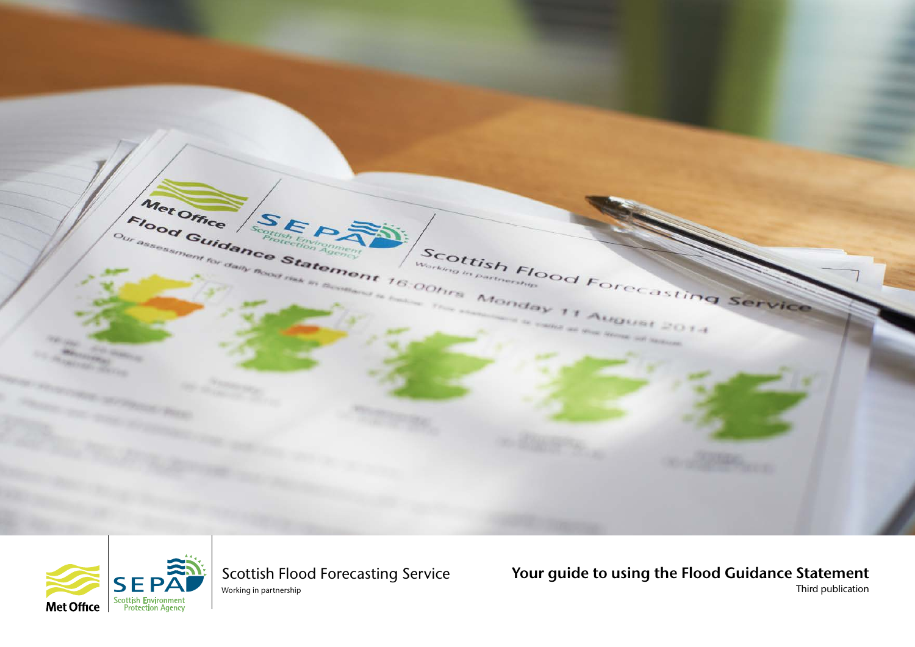Scottish Flood Forecasting Service

Working in partnership

# Your guide to using the Flood Guidance Statement

Third publication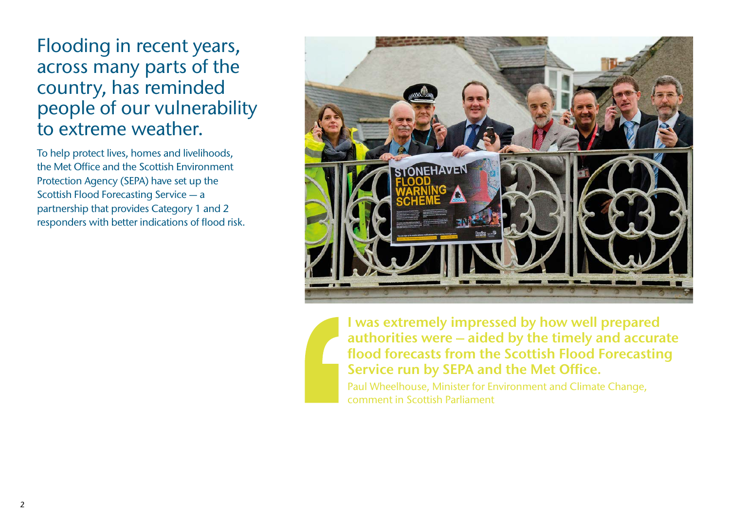# Flooding in recent years, across many parts of the country, has reminded people of our vulnerability to extreme weather.

To help protect lives, homes and livelihoods, the Met Office and the Scottish Environment Protection Agency (SEPA) have set up the Scottish Flood Forecasting Service — a partnership that provides Category 1 and 2 responders with better indications of flood risk.

> **I was extremely impressed by how well prepared authorities were – aided by the timely and accurate flood forecasts from the Scottish Flood Forecasting Service run by SEPA and the Met Office.**
>
> Paul Wheelhouse, Minister for Environment and Climate Change, comment in Scottish Parliament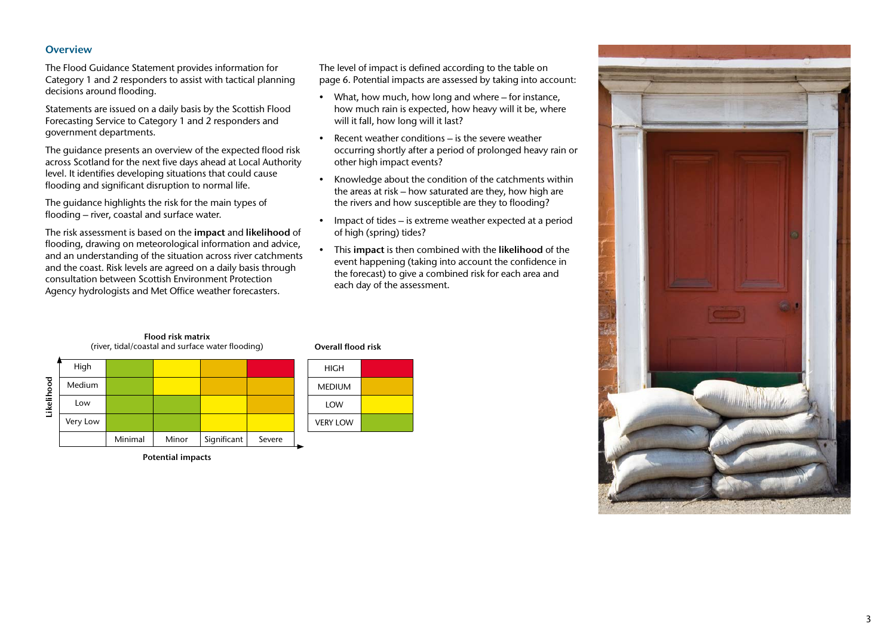## Overview

The Flood Guidance Statement provides information for Category 1 and 2 responders to assist with tactical planning decisions around flooding.

Statements are issued on a daily basis by the Scottish Flood Forecasting Service to Category 1 and 2 responders and government departments.

The guidance presents an overview of the expected flood risk across Scotland for the next five days ahead at Local Authority level. It identifies developing situations that could cause flooding and significant disruption to normal life.

The guidance highlights the risk for the main types of flooding – river, coastal and surface water.

The risk assessment is based on the **impact** and **likelihood** of flooding, drawing on meteorological information and advice, and an understanding of the situation across river catchments and the coast. Risk levels are agreed on a daily basis through consultation between Scottish Environment Protection Agency hydrologists and Met Office weather forecasters.

The level of impact is defined according to the table on page 6. Potential impacts are assessed by taking into account:

- What, how much, how long and where – for instance, how much rain is expected, how heavy will it be, where will it fall, how long will it last?
- Recent weather conditions – is the severe weather occurring shortly after a period of prolonged heavy rain or other high impact events?
- Knowledge about the condition of the catchments within the areas at risk – how saturated are they, how high are the rivers and how susceptible are they to flooding?
- Impact of tides – is extreme weather expected at a period of high (spring) tides?
- This **impact** is then combined with the **likelihood** of the event happening (taking into account the confidence in the forecast) to give a combined risk for each area and each day of the assessment.

**Flood risk matrix**
(river, tidal/coastal and surface water flooding)

| Likelihood | Minimal | Minor | Significant | Severe |
|---|---|---|---|---|
| High | Very Low (green) | Low (yellow) | Medium (amber) | High (red) |
| Medium | Very Low (green) | Low (yellow) | Medium (amber) | Medium (amber) |
| Low | Very Low (green) | Very Low (green) | Low (yellow) | Medium (amber) |
| Very Low | Very Low (green) | Very Low (green) | Low (yellow) | Low (yellow) |

**Potential impacts**

**Overall flood risk**

| Overall flood risk | Colour |
|---|---|
| HIGH | Red |
| MEDIUM | Amber |
| LOW | Yellow |
| VERY LOW | Green |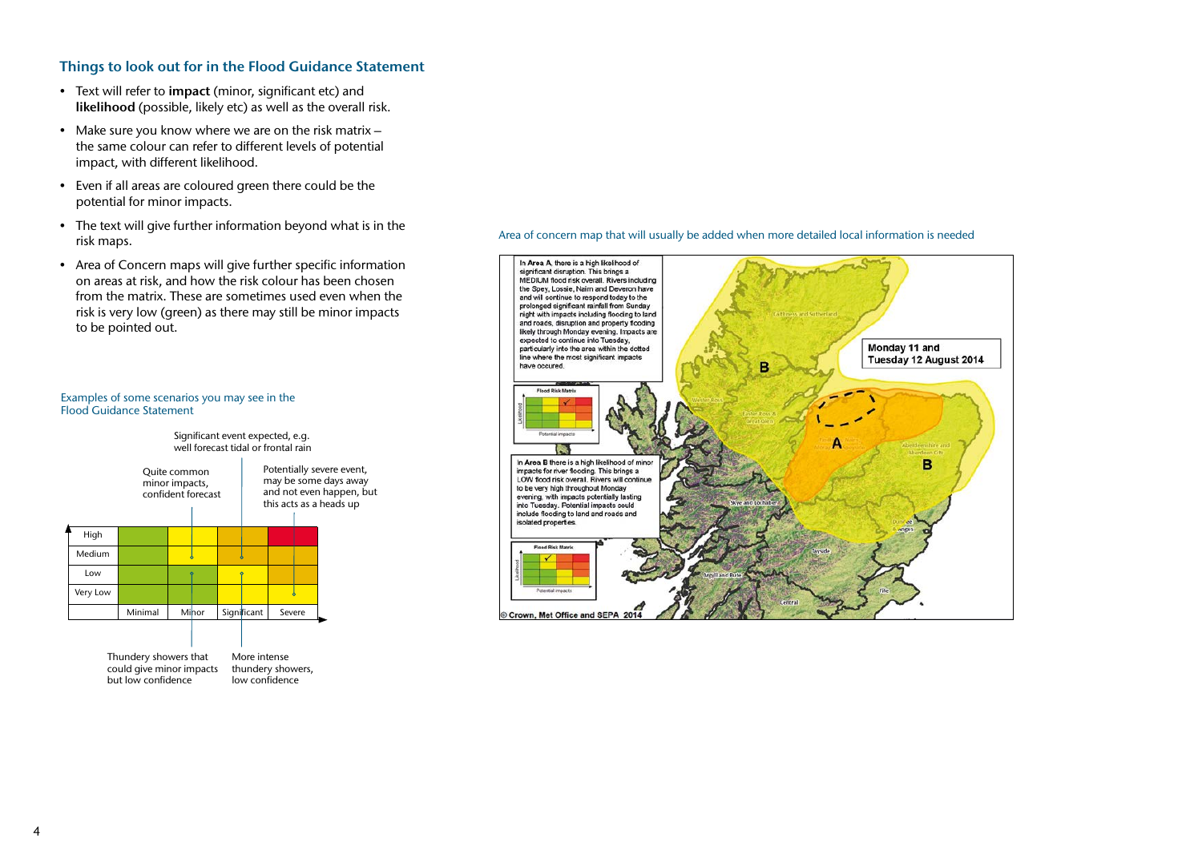## Things to look out for in the Flood Guidance Statement

- Text will refer to **impact** (minor, significant etc) and **likelihood** (possible, likely etc) as well as the overall risk.
- Make sure you know where we are on the risk matrix – the same colour can refer to different levels of potential impact, with different likelihood.
- Even if all areas are coloured green there could be the potential for minor impacts.
- The text will give further information beyond what is in the risk maps.
- Area of Concern maps will give further specific information on areas at risk, and how the risk colour has been chosen from the matrix. These are sometimes used even when the risk is very low (green) as there may still be minor impacts to be pointed out.

Examples of some scenarios you may see in the Flood Guidance Statement

| | Minimal | Minor | Significant | Severe |
|---|---|---|---|---|
| High | | | | |
| Medium | | | | |
| Low | | | | |
| Very Low | | | | |

Significant event expected, e.g. well forecast tidal or frontal rain

Quite common minor impacts, confident forecast

Potentially severe event, may be some days away and not even happen, but this acts as a heads up

Thundery showers that could give minor impacts but low confidence

More intense thundery showers, low confidence

Area of concern map that will usually be added when more detailed local information is needed

In Area A, there is a high likelihood of significant disruption. This brings a MEDIUM flood risk overall. Rivers including the Spey, Lossie, Nairn and Deveron have and will continue to respond today to the prolonged significant rainfall from Sunday night with impacts including flooding to land and roads, disruption and property flooding likely through Monday evening. Impacts are expected to continue into Tuesday, particularly into the area within the dotted line where the most significant impacts have occured.

In Area B there is a high likelihood of minor impacts for river flooding. This brings a LOW flood risk overall. Rivers will continue to be very high throughout Monday evening, with impacts potentially lasting into Tuesday. Potential impacts could include flooding to land and roads and isolated properties.

Monday 11 and Tuesday 12 August 2014

© Crown, Met Office and SEPA 2014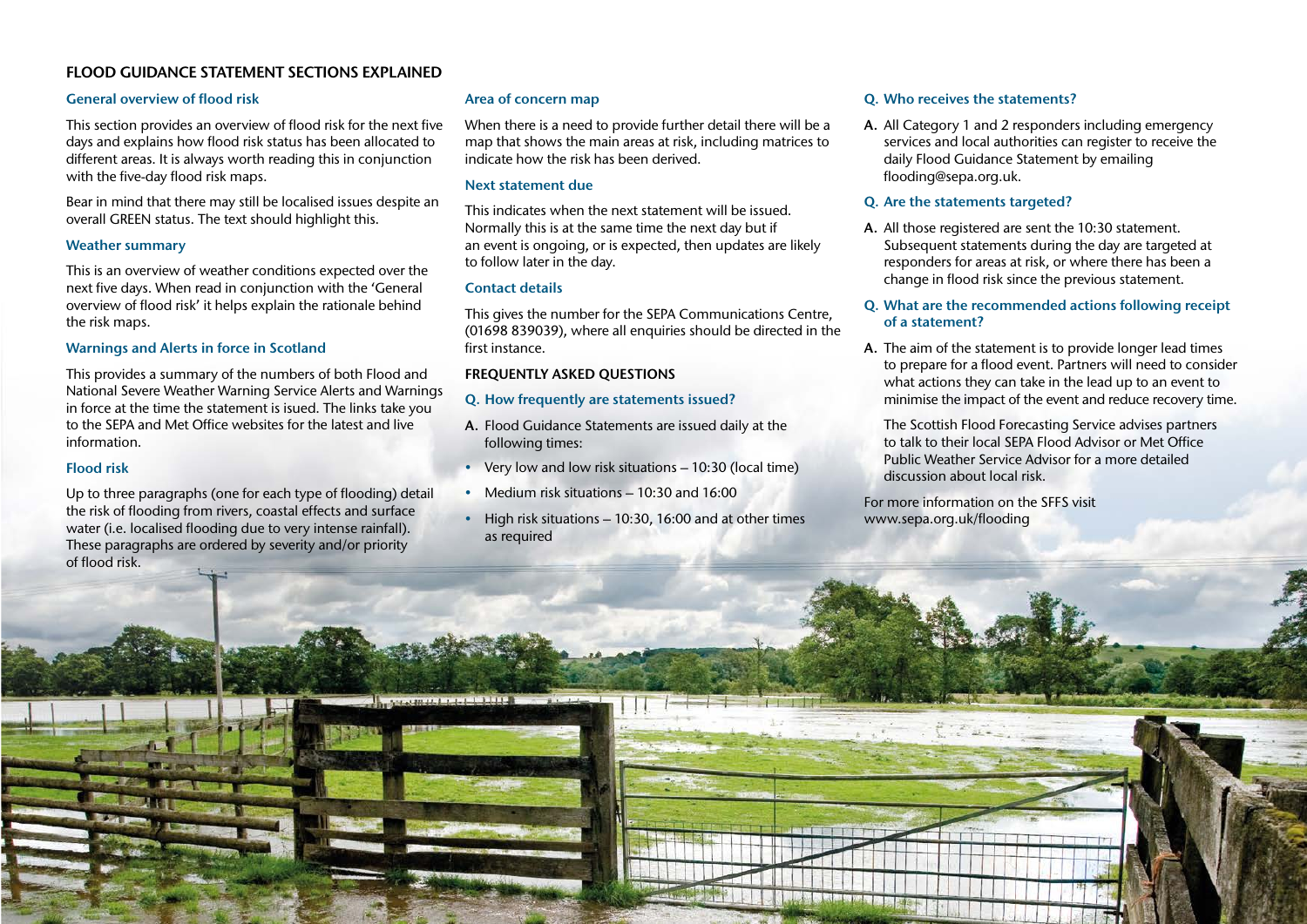## FLOOD GUIDANCE STATEMENT SECTIONS EXPLAINED

### General overview of flood risk

This section provides an overview of flood risk for the next five days and explains how flood risk status has been allocated to different areas. It is always worth reading this in conjunction with the five-day flood risk maps.

Bear in mind that there may still be localised issues despite an overall GREEN status. The text should highlight this.

### Weather summary

This is an overview of weather conditions expected over the next five days. When read in conjunction with the 'General overview of flood risk' it helps explain the rationale behind the risk maps.

### Warnings and Alerts in force in Scotland

This provides a summary of the numbers of both Flood and National Severe Weather Warning Service Alerts and Warnings in force at the time the statement is issued. The links take you to the SEPA and Met Office websites for the latest and live information.

### Flood risk

Up to three paragraphs (one for each type of flooding) detail the risk of flooding from rivers, coastal effects and surface water (i.e. localised flooding due to very intense rainfall). These paragraphs are ordered by severity and/or priority of flood risk.

### Area of concern map

When there is a need to provide further detail there will be a map that shows the main areas at risk, including matrices to indicate how the risk has been derived.

### Next statement due

This indicates when the next statement will be issued. Normally this is at the same time the next day but if an event is ongoing, or is expected, then updates are likely to follow later in the day.

### Contact details

This gives the number for the SEPA Communications Centre, (01698 839039), where all enquiries should be directed in the first instance.

## FREQUENTLY ASKED QUESTIONS

### Q. How frequently are statements issued?

**A.** Flood Guidance Statements are issued daily at the following times:

- Very low and low risk situations – 10:30 (local time)
- Medium risk situations – 10:30 and 16:00
- High risk situations – 10:30, 16:00 and at other times as required

### Q. Who receives the statements?

**A.** All Category 1 and 2 responders including emergency services and local authorities can register to receive the daily Flood Guidance Statement by emailing flooding@sepa.org.uk.

### Q. Are the statements targeted?

**A.** All those registered are sent the 10:30 statement. Subsequent statements during the day are targeted at responders for areas at risk, or where there has been a change in flood risk since the previous statement.

### Q. What are the recommended actions following receipt of a statement?

**A.** The aim of the statement is to provide longer lead times to prepare for a flood event. Partners will need to consider what actions they can take in the lead up to an event to minimise the impact of the event and reduce recovery time.

The Scottish Flood Forecasting Service advises partners to talk to their local SEPA Flood Advisor or Met Office Public Weather Service Advisor for a more detailed discussion about local risk.

For more information on the SFFS visit www.sepa.org.uk/flooding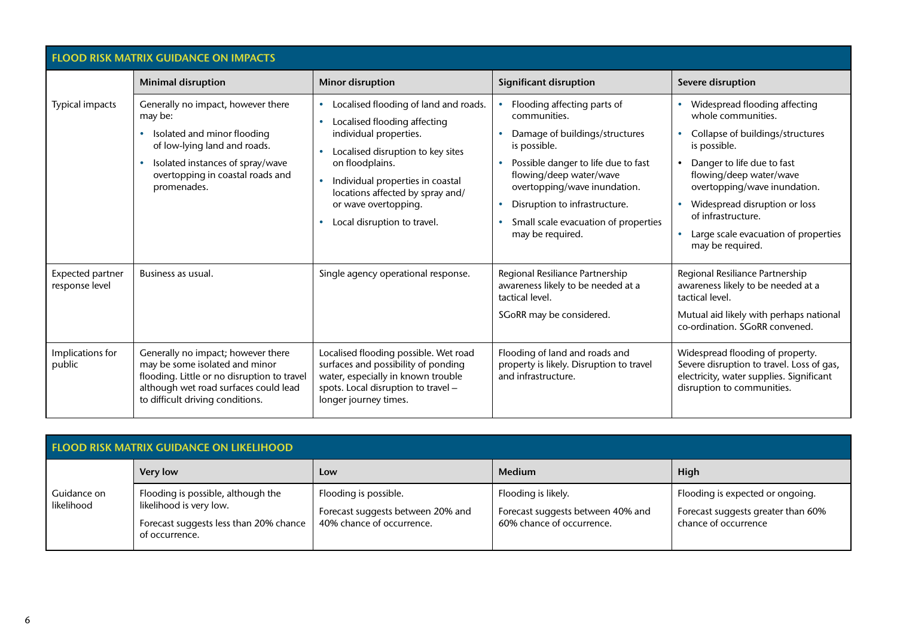## FLOOD RISK MATRIX GUIDANCE ON IMPACTS

| | Minimal disruption | Minor disruption | Significant disruption | Severe disruption |
|---|---|---|---|---|
| Typical impacts | Generally no impact, however there may be:<br>• Isolated and minor flooding of low-lying land and roads.<br>• Isolated instances of spray/wave overtopping in coastal roads and promenades. | • Localised flooding of land and roads.<br>• Localised flooding affecting individual properties.<br>• Localised disruption to key sites on floodplains.<br>• Individual properties in coastal locations affected by spray and/or wave overtopping.<br>• Local disruption to travel. | • Flooding affecting parts of communities.<br>• Damage of buildings/structures is possible.<br>• Possible danger to life due to fast flowing/deep water/wave overtopping/wave inundation.<br>• Disruption to infrastructure.<br>• Small scale evacuation of properties may be required. | • Widespread flooding affecting whole communities.<br>• Collapse of buildings/structures is possible.<br>• Danger to life due to fast flowing/deep water/wave overtopping/wave inundation.<br>• Widespread disruption or loss of infrastructure.<br>• Large scale evacuation of properties may be required. |
| Expected partner response level | Business as usual. | Single agency operational response. | Regional Resiliance Partnership awareness likely to be needed at a tactical level.<br>SGoRR may be considered. | Regional Resiliance Partnership awareness likely to be needed at a tactical level.<br>Mutual aid likely with perhaps national co-ordination. SGoRR convened. |
| Implications for public | Generally no impact; however there may be some isolated and minor flooding. Little or no disruption to travel although wet road surfaces could lead to difficult driving conditions. | Localised flooding possible. Wet road surfaces and possibility of ponding water, especially in known trouble spots. Local disruption to travel – longer journey times. | Flooding of land and roads and property is likely. Disruption to travel and infrastructure. | Widespread flooding of property. Severe disruption to travel. Loss of gas, electricity, water supplies. Significant disruption to communities. |

## FLOOD RISK MATRIX GUIDANCE ON LIKELIHOOD

| | Very low | Low | Medium | High |
|---|---|---|---|---|
| Guidance on likelihood | Flooding is possible, although the likelihood is very low.<br>Forecast suggests less than 20% chance of occurrence. | Flooding is possible.<br>Forecast suggests between 20% and 40% chance of occurrence. | Flooding is likely.<br>Forecast suggests between 40% and 60% chance of occurrence. | Flooding is expected or ongoing.<br>Forecast suggests greater than 60% chance of occurrence |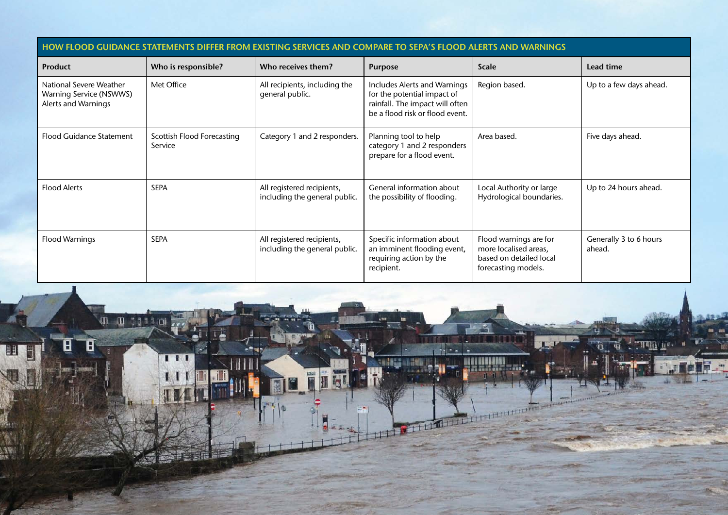| HOW FLOOD GUIDANCE STATEMENTS DIFFER FROM EXISTING SERVICES AND COMPARE TO SEPA'S FLOOD ALERTS AND WARNINGS | | | | | |
|---|---|---|---|---|---|
| **Product** | **Who is responsible?** | **Who receives them?** | **Purpose** | **Scale** | **Lead time** |
| National Severe Weather Warning Service (NSWWS) Alerts and Warnings | Met Office | All recipients, including the general public. | Includes Alerts and Warnings for the potential impact of rainfall. The impact will often be a flood risk or flood event. | Region based. | Up to a few days ahead. |
| Flood Guidance Statement | Scottish Flood Forecasting Service | Category 1 and 2 responders. | Planning tool to help category 1 and 2 responders prepare for a flood event. | Area based. | Five days ahead. |
| Flood Alerts | SEPA | All registered recipients, including the general public. | General information about the possibility of flooding. | Local Authority or large Hydrological boundaries. | Up to 24 hours ahead. |
| Flood Warnings | SEPA | All registered recipients, including the general public. | Specific information about an imminent flooding event, requiring action by the recipient. | Flood warnings are for more localised areas, based on detailed local forecasting models. | Generally 3 to 6 hours ahead. |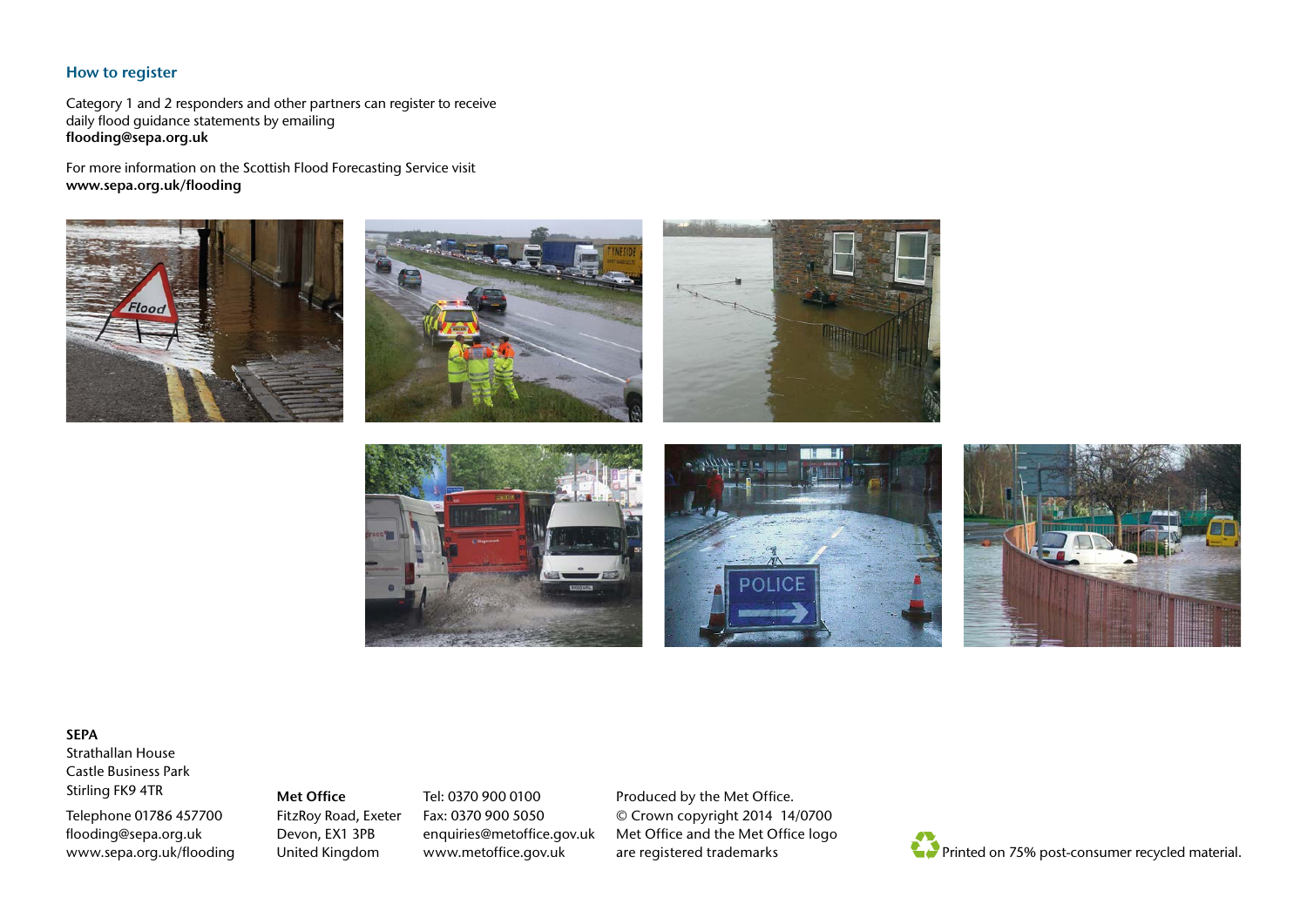## How to register

Category 1 and 2 responders and other partners can register to receive daily flood guidance statements by emailing **flooding@sepa.org.uk**

For more information on the Scottish Flood Forecasting Service visit **www.sepa.org.uk/flooding**

**SEPA**
Strathallan House
Castle Business Park
Stirling FK9 4TR

Telephone 01786 457700
flooding@sepa.org.uk
www.sepa.org.uk/flooding

**Met Office**
FitzRoy Road, Exeter
Devon, EX1 3PB
United Kingdom

Tel: 0370 900 0100
Fax: 0370 900 5050
enquiries@metoffice.gov.uk
www.metoffice.gov.uk

Produced by the Met Office.
© Crown copyright 2014 14/0700
Met Office and the Met Office logo are registered trademarks

Printed on 75% post-consumer recycled material.